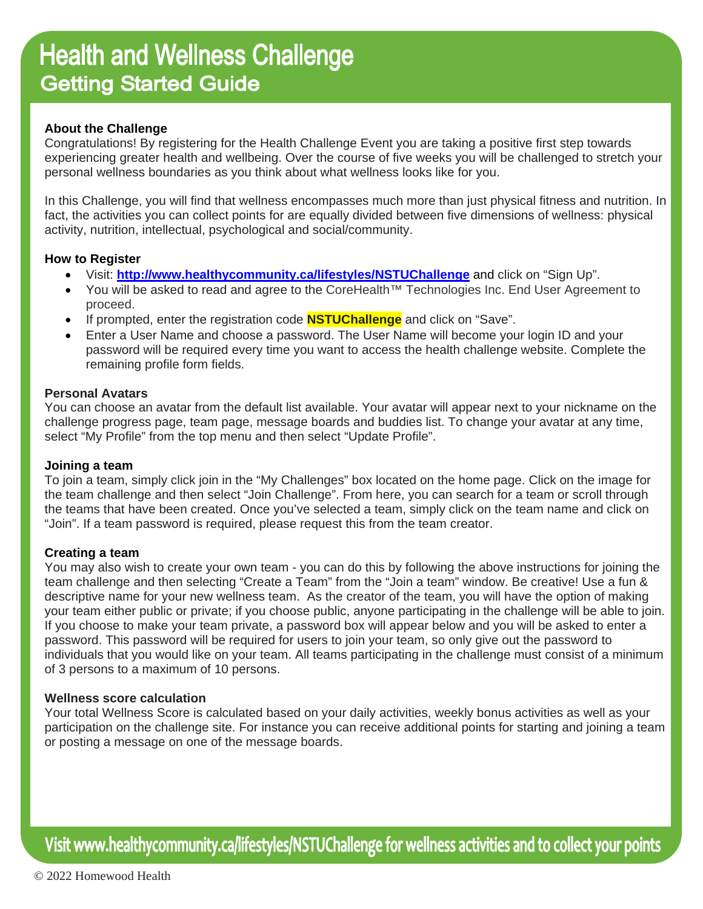# Health and Wellness Challenge

## Getting Started Guide

**About the Challenge**

Congratulations! By registering for the Health Challenge Event you are taking a positive first step towards experiencing greater health and wellbeing. Over the course of five weeks you will be challenged to stretch your personal wellness boundaries as you think about what wellness looks like for you.

In this Challenge, you will find that wellness encompasses much more than just physical fitness and nutrition. In fact, the activities you can collect points for are equally divided between five dimensions of wellness: physical activity, nutrition, intellectual, psychological and social/community.

**How to Register**

- Visit: **http://www.healthycommunity.ca/lifestyles/NSTUChallenge** and click on "Sign Up".
- You will be asked to read and agree to the CoreHealth™ Technologies Inc. End User Agreement to proceed.
- If prompted, enter the registration code **NSTUChallenge** and click on "Save".
- Enter a User Name and choose a password. The User Name will become your login ID and your password will be required every time you want to access the health challenge website. Complete the remaining profile form fields.

**Personal Avatars**

You can choose an avatar from the default list available. Your avatar will appear next to your nickname on the challenge progress page, team page, message boards and buddies list. To change your avatar at any time, select "My Profile" from the top menu and then select "Update Profile".

**Joining a team**

To join a team, simply click join in the "My Challenges" box located on the home page. Click on the image for the team challenge and then select "Join Challenge". From here, you can search for a team or scroll through the teams that have been created. Once you've selected a team, simply click on the team name and click on "Join". If a team password is required, please request this from the team creator.

**Creating a team**

You may also wish to create your own team - you can do this by following the above instructions for joining the team challenge and then selecting "Create a Team" from the "Join a team" window. Be creative! Use a fun & descriptive name for your new wellness team. As the creator of the team, you will have the option of making your team either public or private; if you choose public, anyone participating in the challenge will be able to join. If you choose to make your team private, a password box will appear below and you will be asked to enter a password. This password will be required for users to join your team, so only give out the password to individuals that you would like on your team. All teams participating in the challenge must consist of a minimum of 3 persons to a maximum of 10 persons.

**Wellness score calculation**

Your total Wellness Score is calculated based on your daily activities, weekly bonus activities as well as your participation on the challenge site. For instance you can receive additional points for starting and joining a team or posting a message on one of the message boards.

**Visit www.healthycommunity.ca/lifestyles/NSTUChallenge for wellness activities and to collect your points**

© 2022 Homewood Health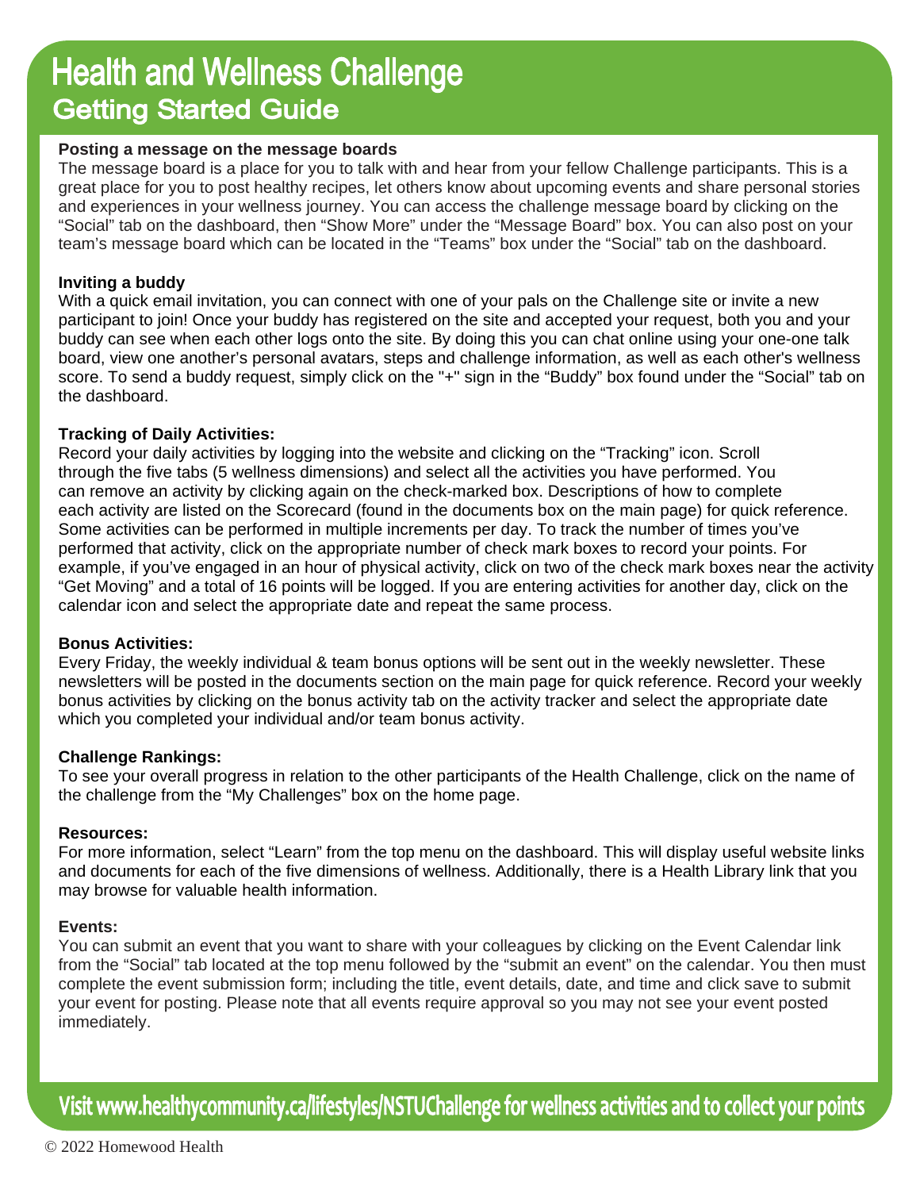# Health and Wellness Challenge

## Getting Started Guide

**Posting a message on the message boards**

The message board is a place for you to talk with and hear from your fellow Challenge participants. This is a great place for you to post healthy recipes, let others know about upcoming events and share personal stories and experiences in your wellness journey. You can access the challenge message board by clicking on the "Social" tab on the dashboard, then "Show More" under the "Message Board" box. You can also post on your team's message board which can be located in the "Teams" box under the "Social" tab on the dashboard.

**Inviting a buddy**

With a quick email invitation, you can connect with one of your pals on the Challenge site or invite a new participant to join! Once your buddy has registered on the site and accepted your request, both you and your buddy can see when each other logs onto the site. By doing this you can chat online using your one-one talk board, view one another's personal avatars, steps and challenge information, as well as each other's wellness score. To send a buddy request, simply click on the "+" sign in the "Buddy" box found under the "Social" tab on the dashboard.

**Tracking of Daily Activities:**

Record your daily activities by logging into the website and clicking on the "Tracking" icon. Scroll through the five tabs (5 wellness dimensions) and select all the activities you have performed. You can remove an activity by clicking again on the check-marked box. Descriptions of how to complete each activity are listed on the Scorecard (found in the documents box on the main page) for quick reference. Some activities can be performed in multiple increments per day. To track the number of times you've performed that activity, click on the appropriate number of check mark boxes to record your points. For example, if you've engaged in an hour of physical activity, click on two of the check mark boxes near the activity "Get Moving" and a total of 16 points will be logged. If you are entering activities for another day, click on the calendar icon and select the appropriate date and repeat the same process.

**Bonus Activities:**

Every Friday, the weekly individual & team bonus options will be sent out in the weekly newsletter. These newsletters will be posted in the documents section on the main page for quick reference. Record your weekly bonus activities by clicking on the bonus activity tab on the activity tracker and select the appropriate date which you completed your individual and/or team bonus activity.

**Challenge Rankings:**

To see your overall progress in relation to the other participants of the Health Challenge, click on the name of the challenge from the "My Challenges" box on the home page.

**Resources:**

For more information, select "Learn" from the top menu on the dashboard. This will display useful website links and documents for each of the five dimensions of wellness. Additionally, there is a Health Library link that you may browse for valuable health information.

**Events:**

You can submit an event that you want to share with your colleagues by clicking on the Event Calendar link from the "Social" tab located at the top menu followed by the "submit an event" on the calendar. You then must complete the event submission form; including the title, event details, date, and time and click save to submit your event for posting. Please note that all events require approval so you may not see your event posted immediately.

**Visit www.healthycommunity.ca/lifestyles/NSTUChallenge for wellness activities and to collect your points**

© 2022 Homewood Health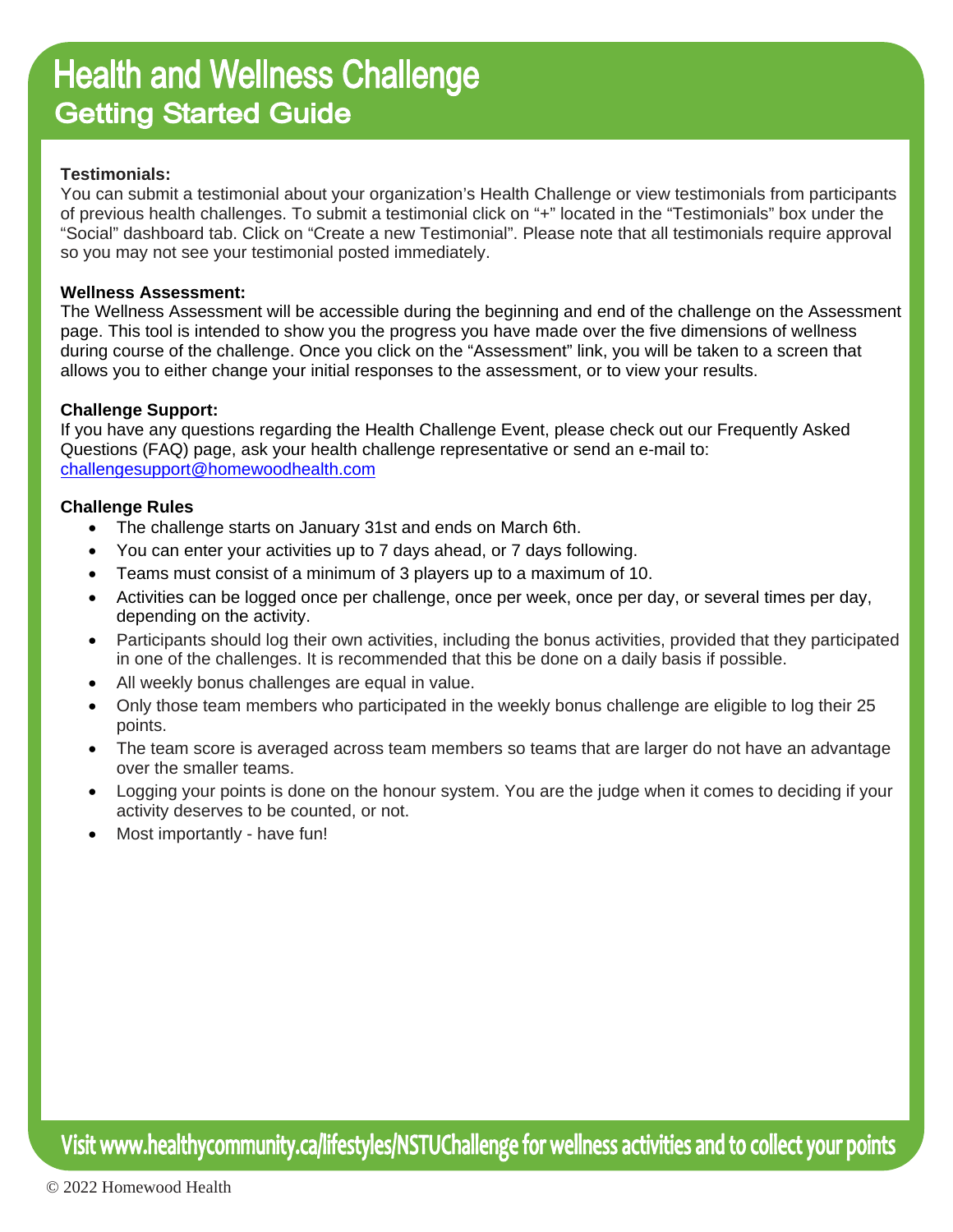# Health and Wellness Challenge
## Getting Started Guide

**Testimonials:**
You can submit a testimonial about your organization's Health Challenge or view testimonials from participants of previous health challenges. To submit a testimonial click on "+" located in the "Testimonials" box under the "Social" dashboard tab. Click on "Create a new Testimonial". Please note that all testimonials require approval so you may not see your testimonial posted immediately.

**Wellness Assessment:**
The Wellness Assessment will be accessible during the beginning and end of the challenge on the Assessment page. This tool is intended to show you the progress you have made over the five dimensions of wellness during course of the challenge. Once you click on the "Assessment" link, you will be taken to a screen that allows you to either change your initial responses to the assessment, or to view your results.

**Challenge Support:**
If you have any questions regarding the Health Challenge Event, please check out our Frequently Asked Questions (FAQ) page, ask your health challenge representative or send an e-mail to: challengesupport@homewoodhealth.com

**Challenge Rules**

- The challenge starts on January 31st and ends on March 6th.
- You can enter your activities up to 7 days ahead, or 7 days following.
- Teams must consist of a minimum of 3 players up to a maximum of 10.
- Activities can be logged once per challenge, once per week, once per day, or several times per day, depending on the activity.
- Participants should log their own activities, including the bonus activities, provided that they participated in one of the challenges. It is recommended that this be done on a daily basis if possible.
- All weekly bonus challenges are equal in value.
- Only those team members who participated in the weekly bonus challenge are eligible to log their 25 points.
- The team score is averaged across team members so teams that are larger do not have an advantage over the smaller teams.
- Logging your points is done on the honour system. You are the judge when it comes to deciding if your activity deserves to be counted, or not.
- Most importantly - have fun!

**Visit www.healthycommunity.ca/lifestyles/NSTUChallenge for wellness activities and to collect your points**

© 2022 Homewood Health